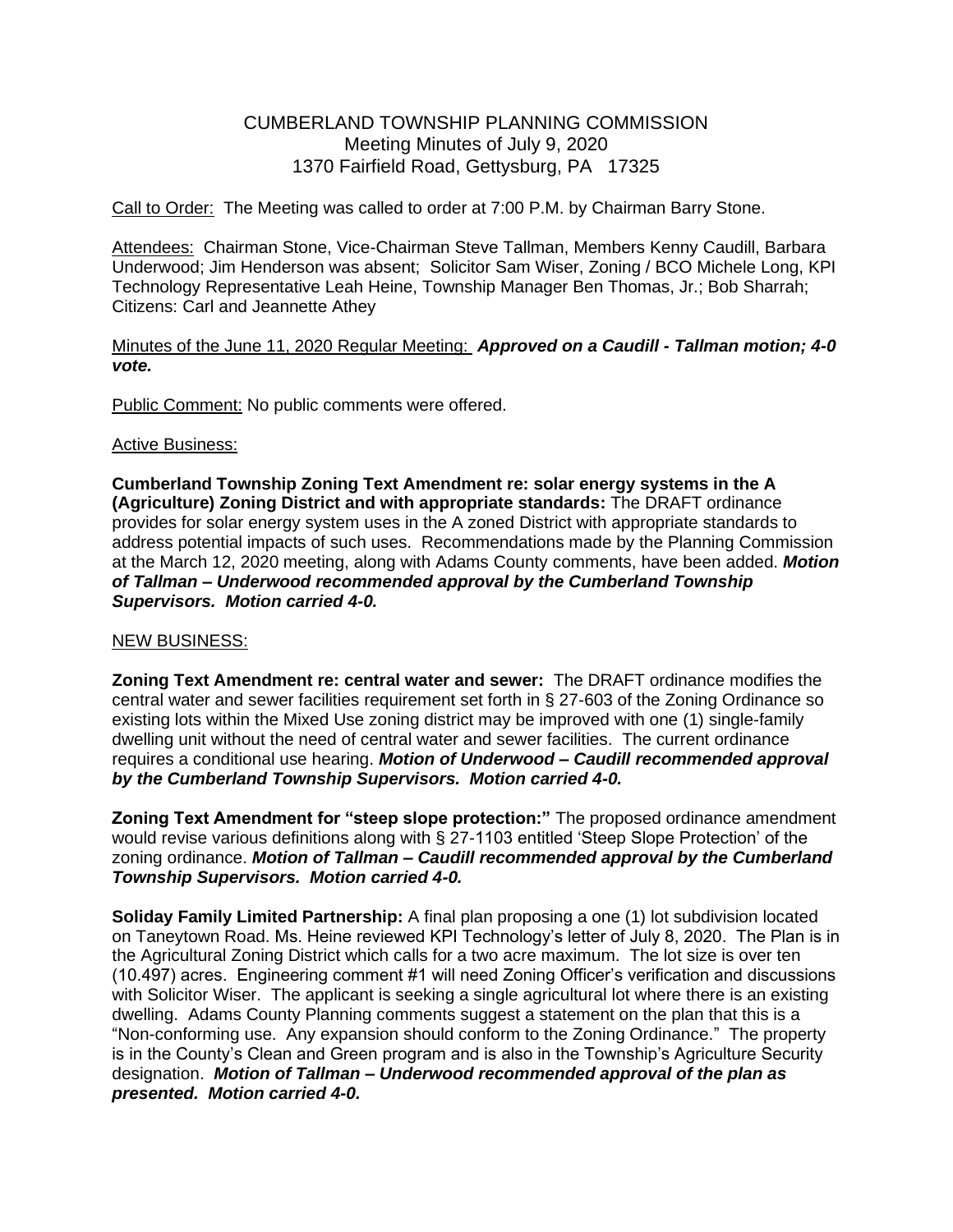# CUMBERLAND TOWNSHIP PLANNING COMMISSION
## Meeting Minutes of July 9, 2020
## 1370 Fairfield Road, Gettysburg, PA 17325

Call to Order: The Meeting was called to order at 7:00 P.M. by Chairman Barry Stone.

Attendees: Chairman Stone, Vice-Chairman Steve Tallman, Members Kenny Caudill, Barbara Underwood; Jim Henderson was absent; Solicitor Sam Wiser, Zoning / BCO Michele Long, KPI Technology Representative Leah Heine, Township Manager Ben Thomas, Jr.; Bob Sharrah; Citizens: Carl and Jeannette Athey

Minutes of the June 11, 2020 Regular Meeting: ***Approved on a Caudill - Tallman motion; 4-0 vote.***

Public Comment: No public comments were offered.

Active Business:

**Cumberland Township Zoning Text Amendment re: solar energy systems in the A (Agriculture) Zoning District and with appropriate standards:** The DRAFT ordinance provides for solar energy system uses in the A zoned District with appropriate standards to address potential impacts of such uses. Recommendations made by the Planning Commission at the March 12, 2020 meeting, along with Adams County comments, have been added. ***Motion of Tallman – Underwood recommended approval by the Cumberland Township Supervisors. Motion carried 4-0.***

NEW BUSINESS:

**Zoning Text Amendment re: central water and sewer:** The DRAFT ordinance modifies the central water and sewer facilities requirement set forth in § 27-603 of the Zoning Ordinance so existing lots within the Mixed Use zoning district may be improved with one (1) single-family dwelling unit without the need of central water and sewer facilities. The current ordinance requires a conditional use hearing. ***Motion of Underwood – Caudill recommended approval by the Cumberland Township Supervisors. Motion carried 4-0.***

**Zoning Text Amendment for "steep slope protection:"** The proposed ordinance amendment would revise various definitions along with § 27-1103 entitled 'Steep Slope Protection' of the zoning ordinance. ***Motion of Tallman – Caudill recommended approval by the Cumberland Township Supervisors. Motion carried 4-0.***

**Soliday Family Limited Partnership:** A final plan proposing a one (1) lot subdivision located on Taneytown Road. Ms. Heine reviewed KPI Technology's letter of July 8, 2020. The Plan is in the Agricultural Zoning District which calls for a two acre maximum. The lot size is over ten (10.497) acres. Engineering comment #1 will need Zoning Officer's verification and discussions with Solicitor Wiser. The applicant is seeking a single agricultural lot where there is an existing dwelling. Adams County Planning comments suggest a statement on the plan that this is a "Non-conforming use. Any expansion should conform to the Zoning Ordinance." The property is in the County's Clean and Green program and is also in the Township's Agriculture Security designation. ***Motion of Tallman – Underwood recommended approval of the plan as presented. Motion carried 4-0.***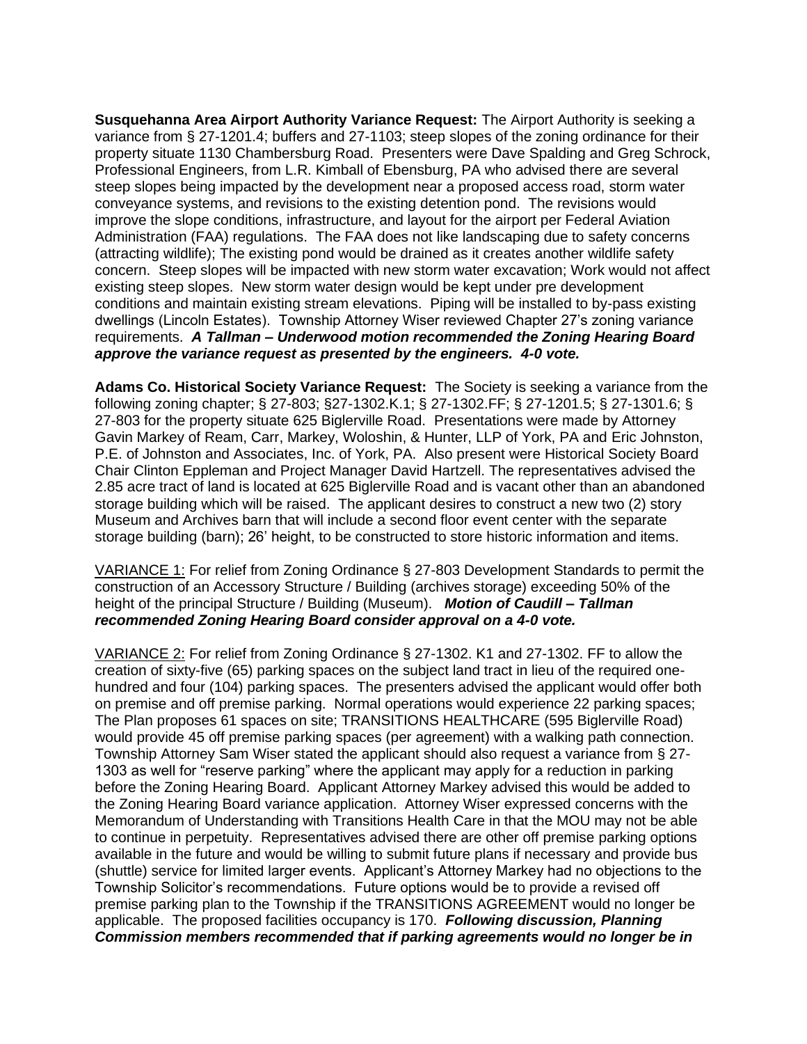**Susquehanna Area Airport Authority Variance Request:** The Airport Authority is seeking a variance from § 27-1201.4; buffers and 27-1103; steep slopes of the zoning ordinance for their property situate 1130 Chambersburg Road. Presenters were Dave Spalding and Greg Schrock, Professional Engineers, from L.R. Kimball of Ebensburg, PA who advised there are several steep slopes being impacted by the development near a proposed access road, storm water conveyance systems, and revisions to the existing detention pond. The revisions would improve the slope conditions, infrastructure, and layout for the airport per Federal Aviation Administration (FAA) regulations. The FAA does not like landscaping due to safety concerns (attracting wildlife); The existing pond would be drained as it creates another wildlife safety concern. Steep slopes will be impacted with new storm water excavation; Work would not affect existing steep slopes. New storm water design would be kept under pre development conditions and maintain existing stream elevations. Piping will be installed to by-pass existing dwellings (Lincoln Estates). Township Attorney Wiser reviewed Chapter 27's zoning variance requirements. ***A Tallman – Underwood motion recommended the Zoning Hearing Board approve the variance request as presented by the engineers. 4-0 vote.***

**Adams Co. Historical Society Variance Request:** The Society is seeking a variance from the following zoning chapter; § 27-803; §27-1302.K.1; § 27-1302.FF; § 27-1201.5; § 27-1301.6; § 27-803 for the property situate 625 Biglerville Road. Presentations were made by Attorney Gavin Markey of Ream, Carr, Markey, Woloshin, & Hunter, LLP of York, PA and Eric Johnston, P.E. of Johnston and Associates, Inc. of York, PA. Also present were Historical Society Board Chair Clinton Eppleman and Project Manager David Hartzell. The representatives advised the 2.85 acre tract of land is located at 625 Biglerville Road and is vacant other than an abandoned storage building which will be raised. The applicant desires to construct a new two (2) story Museum and Archives barn that will include a second floor event center with the separate storage building (barn); 26' height, to be constructed to store historic information and items.

<u>VARIANCE 1:</u> For relief from Zoning Ordinance § 27-803 Development Standards to permit the construction of an Accessory Structure / Building (archives storage) exceeding 50% of the height of the principal Structure / Building (Museum). ***Motion of Caudill – Tallman recommended Zoning Hearing Board consider approval on a 4-0 vote.***

<u>VARIANCE 2:</u> For relief from Zoning Ordinance § 27-1302. K1 and 27-1302. FF to allow the creation of sixty-five (65) parking spaces on the subject land tract in lieu of the required one-hundred and four (104) parking spaces. The presenters advised the applicant would offer both on premise and off premise parking. Normal operations would experience 22 parking spaces; The Plan proposes 61 spaces on site; TRANSITIONS HEALTHCARE (595 Biglerville Road) would provide 45 off premise parking spaces (per agreement) with a walking path connection. Township Attorney Sam Wiser stated the applicant should also request a variance from § 27-1303 as well for "reserve parking" where the applicant may apply for a reduction in parking before the Zoning Hearing Board. Applicant Attorney Markey advised this would be added to the Zoning Hearing Board variance application. Attorney Wiser expressed concerns with the Memorandum of Understanding with Transitions Health Care in that the MOU may not be able to continue in perpetuity. Representatives advised there are other off premise parking options available in the future and would be willing to submit future plans if necessary and provide bus (shuttle) service for limited larger events. Applicant's Attorney Markey had no objections to the Township Solicitor's recommendations. Future options would be to provide a revised off premise parking plan to the Township if the TRANSITIONS AGREEMENT would no longer be applicable. The proposed facilities occupancy is 170. ***Following discussion, Planning Commission members recommended that if parking agreements would no longer be in***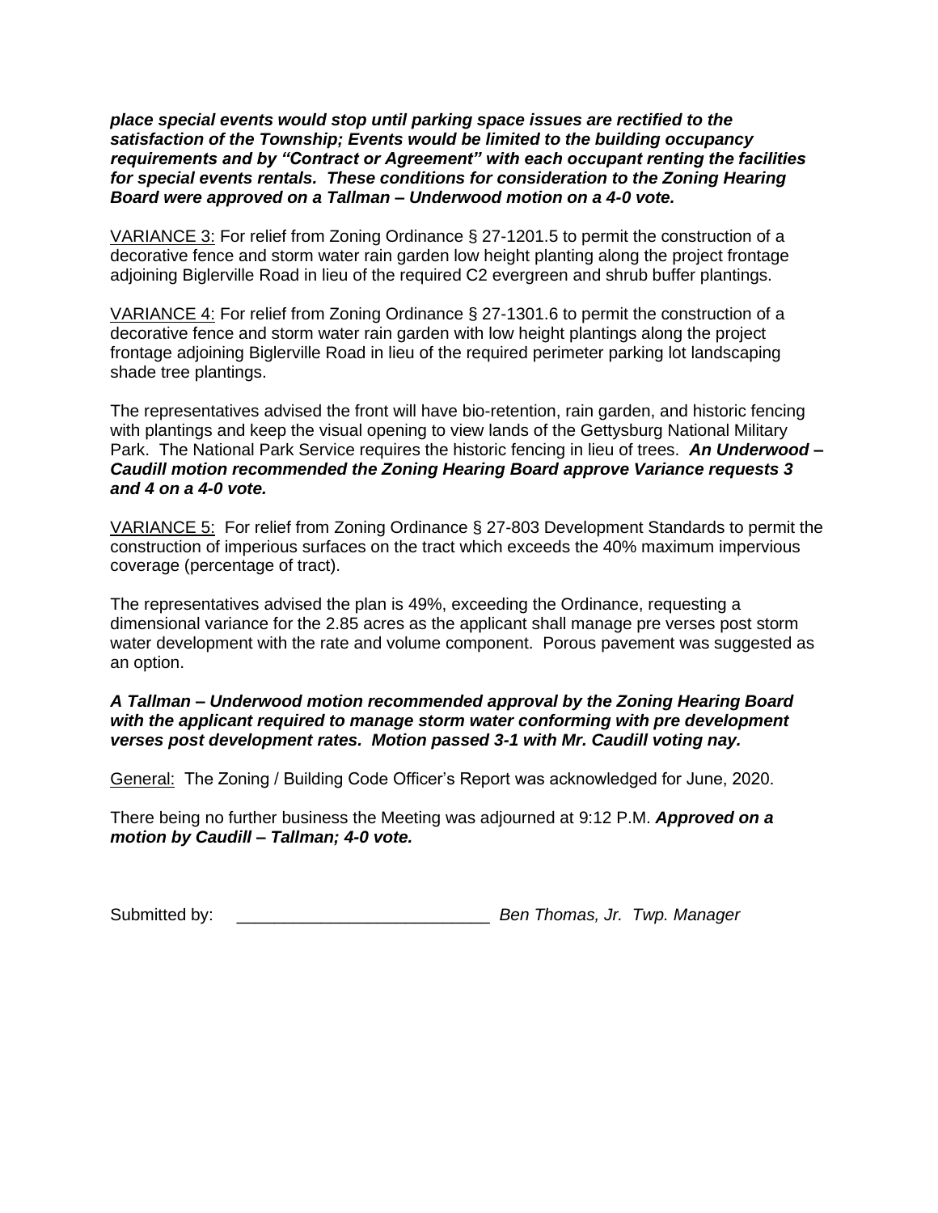***place special events would stop until parking space issues are rectified to the satisfaction of the Township; Events would be limited to the building occupancy requirements and by "Contract or Agreement" with each occupant renting the facilities for special events rentals. These conditions for consideration to the Zoning Hearing Board were approved on a Tallman – Underwood motion on a 4-0 vote.***

VARIANCE 3: For relief from Zoning Ordinance § 27-1201.5 to permit the construction of a decorative fence and storm water rain garden low height planting along the project frontage adjoining Biglerville Road in lieu of the required C2 evergreen and shrub buffer plantings.

VARIANCE 4: For relief from Zoning Ordinance § 27-1301.6 to permit the construction of a decorative fence and storm water rain garden with low height plantings along the project frontage adjoining Biglerville Road in lieu of the required perimeter parking lot landscaping shade tree plantings.

The representatives advised the front will have bio-retention, rain garden, and historic fencing with plantings and keep the visual opening to view lands of the Gettysburg National Military Park. The National Park Service requires the historic fencing in lieu of trees. ***An Underwood – Caudill motion recommended the Zoning Hearing Board approve Variance requests 3 and 4 on a 4-0 vote.***

VARIANCE 5: For relief from Zoning Ordinance § 27-803 Development Standards to permit the construction of imperious surfaces on the tract which exceeds the 40% maximum impervious coverage (percentage of tract).

The representatives advised the plan is 49%, exceeding the Ordinance, requesting a dimensional variance for the 2.85 acres as the applicant shall manage pre verses post storm water development with the rate and volume component. Porous pavement was suggested as an option.

***A Tallman – Underwood motion recommended approval by the Zoning Hearing Board with the applicant required to manage storm water conforming with pre development verses post development rates. Motion passed 3-1 with Mr. Caudill voting nay.***

General: The Zoning / Building Code Officer's Report was acknowledged for June, 2020.

There being no further business the Meeting was adjourned at 9:12 P.M. ***Approved on a motion by Caudill – Tallman; 4-0 vote.***

Submitted by: ___________________________ *Ben Thomas, Jr. Twp. Manager*